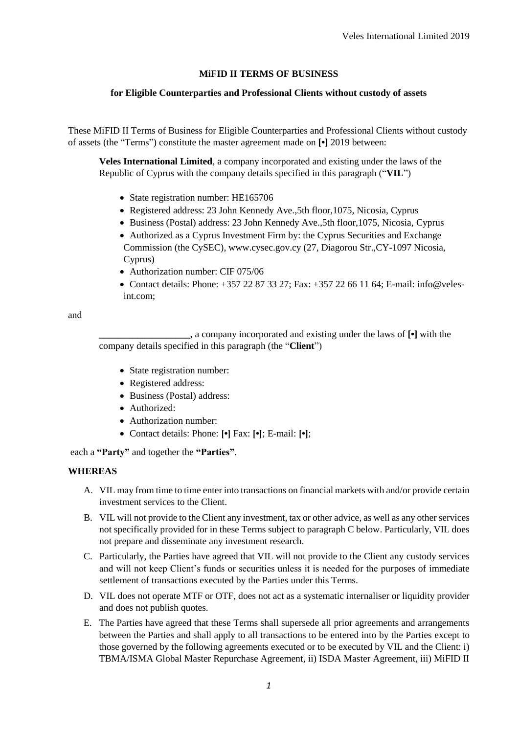**MiFID II TERMS OF BUSINESS**

**for Eligible Counterparties and Professional Clients without custody of assets**

These MiFID II Terms of Business for Eligible Counterparties and Professional Clients without custody of assets (the "Terms") constitute the master agreement made on **[•]** 2019 between:

**Veles International Limited**, a company incorporated and existing under the laws of the Republic of Cyprus with the company details specified in this paragraph ("**VIL**")

- State registration number: HE165706
- Registered address: 23 John Kennedy Ave.,5th floor,1075, Nicosia, Cyprus
- Business (Postal) address: 23 John Kennedy Ave.,5th floor,1075, Nicosia, Cyprus
- Authorized as a Cyprus Investment Firm by: the Cyprus Securities and Exchange Commission (the CySEC), www.cysec.gov.cy (27, Diagorou Str.,CY-1097 Nicosia, Cyprus)
- Authorization number: CIF 075/06
- Contact details: Phone: +357 22 87 33 27; Fax: +357 22 66 11 64; E-mail: info@veles-int.com;

and

___________________, a company incorporated and existing under the laws of **[•]** with the company details specified in this paragraph (the "**Client**")

- State registration number:
- Registered address:
- Business (Postal) address:
- Authorized:
- Authorization number:
- Contact details: Phone: **[•]** Fax: **[•]**; E-mail: **[•]**;

each a **"Party"** and together the **"Parties"**.

**WHEREAS**

A. VIL may from time to time enter into transactions on financial markets with and/or provide certain investment services to the Client.

B. VIL will not provide to the Client any investment, tax or other advice, as well as any other services not specifically provided for in these Terms subject to paragraph C below. Particularly, VIL does not prepare and disseminate any investment research.

C. Particularly, the Parties have agreed that VIL will not provide to the Client any custody services and will not keep Client's funds or securities unless it is needed for the purposes of immediate settlement of transactions executed by the Parties under this Terms.

D. VIL does not operate MTF or OTF, does not act as a systematic internaliser or liquidity provider and does not publish quotes.

E. The Parties have agreed that these Terms shall supersede all prior agreements and arrangements between the Parties and shall apply to all transactions to be entered into by the Parties except to those governed by the following agreements executed or to be executed by VIL and the Client: i) TBMA/ISMA Global Master Repurchase Agreement, ii) ISDA Master Agreement, iii) MiFID II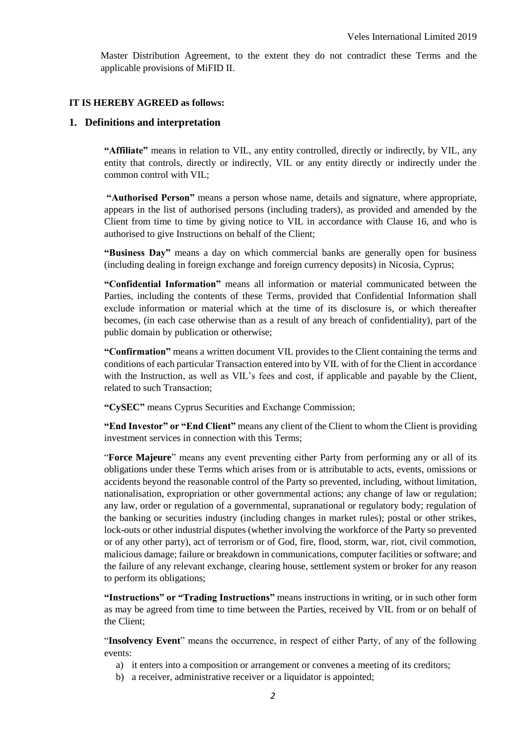Master Distribution Agreement, to the extent they do not contradict these Terms and the applicable provisions of MiFID II.

**IT IS HEREBY AGREED as follows:**

## 1. Definitions and interpretation

**"Affiliate"** means in relation to VIL, any entity controlled, directly or indirectly, by VIL, any entity that controls, directly or indirectly, VIL or any entity directly or indirectly under the common control with VIL;

**"Authorised Person"** means a person whose name, details and signature, where appropriate, appears in the list of authorised persons (including traders), as provided and amended by the Client from time to time by giving notice to VIL in accordance with Clause 16, and who is authorised to give Instructions on behalf of the Client;

**"Business Day"** means a day on which commercial banks are generally open for business (including dealing in foreign exchange and foreign currency deposits) in Nicosia, Cyprus;

**"Confidential Information"** means all information or material communicated between the Parties, including the contents of these Terms, provided that Confidential Information shall exclude information or material which at the time of its disclosure is, or which thereafter becomes, (in each case otherwise than as a result of any breach of confidentiality), part of the public domain by publication or otherwise;

**"Confirmation"** means a written document VIL provides to the Client containing the terms and conditions of each particular Transaction entered into by VIL with of for the Client in accordance with the Instruction, as well as VIL's fees and cost, if applicable and payable by the Client, related to such Transaction;

**"CySEC"** means Cyprus Securities and Exchange Commission;

**"End Investor" or "End Client"** means any client of the Client to whom the Client is providing investment services in connection with this Terms;

"**Force Majeure**" means any event preventing either Party from performing any or all of its obligations under these Terms which arises from or is attributable to acts, events, omissions or accidents beyond the reasonable control of the Party so prevented, including, without limitation, nationalisation, expropriation or other governmental actions; any change of law or regulation; any law, order or regulation of a governmental, supranational or regulatory body; regulation of the banking or securities industry (including changes in market rules); postal or other strikes, lock-outs or other industrial disputes (whether involving the workforce of the Party so prevented or of any other party), act of terrorism or of God, fire, flood, storm, war, riot, civil commotion, malicious damage; failure or breakdown in communications, computer facilities or software; and the failure of any relevant exchange, clearing house, settlement system or broker for any reason to perform its obligations;

**"Instructions" or "Trading Instructions"** means instructions in writing, or in such other form as may be agreed from time to time between the Parties, received by VIL from or on behalf of the Client;

"**Insolvency Event**" means the occurrence, in respect of either Party, of any of the following events:

a) it enters into a composition or arrangement or convenes a meeting of its creditors;
b) a receiver, administrative receiver or a liquidator is appointed;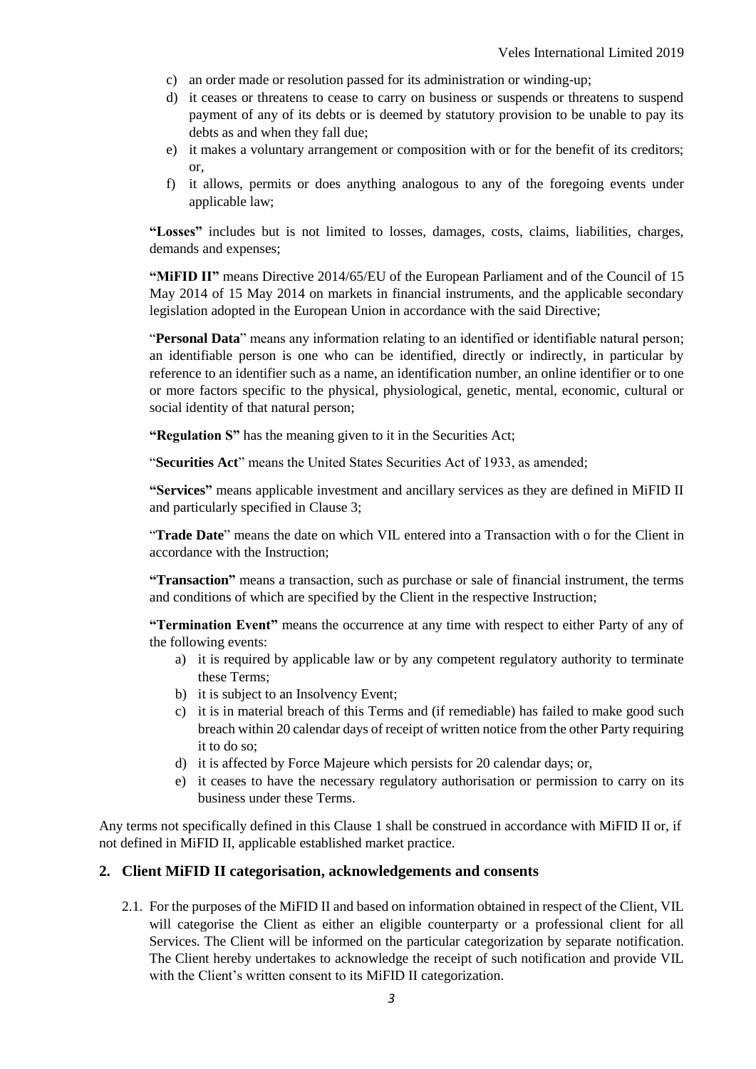c) an order made or resolution passed for its administration or winding-up;

d) it ceases or threatens to cease to carry on business or suspends or threatens to suspend payment of any of its debts or is deemed by statutory provision to be unable to pay its debts as and when they fall due;

e) it makes a voluntary arrangement or composition with or for the benefit of its creditors; or,

f) it allows, permits or does anything analogous to any of the foregoing events under applicable law;

**"Losses"** includes but is not limited to losses, damages, costs, claims, liabilities, charges, demands and expenses;

**"MiFID II"** means Directive 2014/65/EU of the European Parliament and of the Council of 15 May 2014 of 15 May 2014 on markets in financial instruments, and the applicable secondary legislation adopted in the European Union in accordance with the said Directive;

"**Personal Data**" means any information relating to an identified or identifiable natural person; an identifiable person is one who can be identified, directly or indirectly, in particular by reference to an identifier such as a name, an identification number, an online identifier or to one or more factors specific to the physical, physiological, genetic, mental, economic, cultural or social identity of that natural person;

**"Regulation S"** has the meaning given to it in the Securities Act;

"**Securities Act**" means the United States Securities Act of 1933, as amended;

**"Services"** means applicable investment and ancillary services as they are defined in MiFID II and particularly specified in Clause 3;

"**Trade Date**" means the date on which VIL entered into a Transaction with o for the Client in accordance with the Instruction;

**"Transaction"** means a transaction, such as purchase or sale of financial instrument, the terms and conditions of which are specified by the Client in the respective Instruction;

**"Termination Event"** means the occurrence at any time with respect to either Party of any of the following events:

a) it is required by applicable law or by any competent regulatory authority to terminate these Terms;

b) it is subject to an Insolvency Event;

c) it is in material breach of this Terms and (if remediable) has failed to make good such breach within 20 calendar days of receipt of written notice from the other Party requiring it to do so;

d) it is affected by Force Majeure which persists for 20 calendar days; or,

e) it ceases to have the necessary regulatory authorisation or permission to carry on its business under these Terms.

Any terms not specifically defined in this Clause 1 shall be construed in accordance with MiFID II or, if not defined in MiFID II, applicable established market practice.

## 2. Client MiFID II categorisation, acknowledgements and consents

2.1. For the purposes of the MiFID II and based on information obtained in respect of the Client, VIL will categorise the Client as either an eligible counterparty or a professional client for all Services. The Client will be informed on the particular categorization by separate notification. The Client hereby undertakes to acknowledge the receipt of such notification and provide VIL with the Client's written consent to its MiFID II categorization.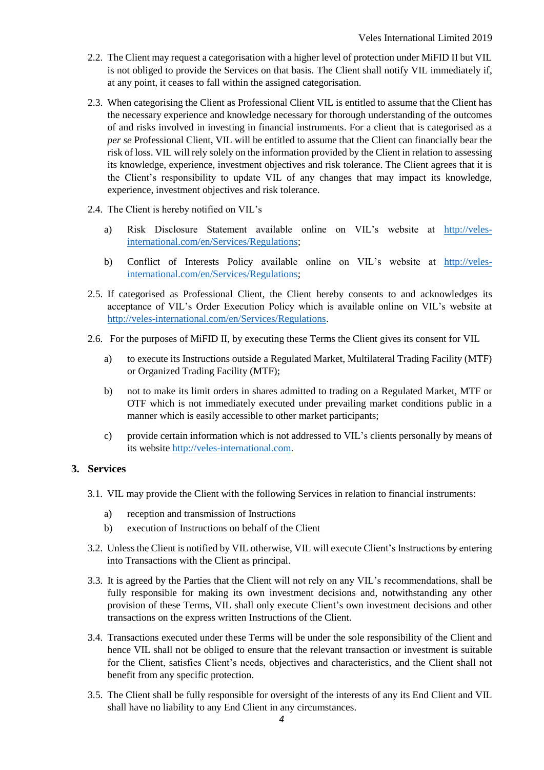2.2. The Client may request a categorisation with a higher level of protection under MiFID II but VIL is not obliged to provide the Services on that basis. The Client shall notify VIL immediately if, at any point, it ceases to fall within the assigned categorisation.

2.3. When categorising the Client as Professional Client VIL is entitled to assume that the Client has the necessary experience and knowledge necessary for thorough understanding of the outcomes of and risks involved in investing in financial instruments. For a client that is categorised as a *per se* Professional Client, VIL will be entitled to assume that the Client can financially bear the risk of loss. VIL will rely solely on the information provided by the Client in relation to assessing its knowledge, experience, investment objectives and risk tolerance. The Client agrees that it is the Client's responsibility to update VIL of any changes that may impact its knowledge, experience, investment objectives and risk tolerance.

2.4. The Client is hereby notified on VIL's

- a) Risk Disclosure Statement available online on VIL's website at [http://veles-international.com/en/Services/Regulations](http://veles-international.com/en/Services/Regulations);
- b) Conflict of Interests Policy available online on VIL's website at [http://veles-international.com/en/Services/Regulations](http://veles-international.com/en/Services/Regulations);

2.5. If categorised as Professional Client, the Client hereby consents to and acknowledges its acceptance of VIL's Order Execution Policy which is available online on VIL's website at [http://veles-international.com/en/Services/Regulations](http://veles-international.com/en/Services/Regulations).

2.6. For the purposes of MiFID II, by executing these Terms the Client gives its consent for VIL

- a) to execute its Instructions outside a Regulated Market, Multilateral Trading Facility (MTF) or Organized Trading Facility (MTF);
- b) not to make its limit orders in shares admitted to trading on a Regulated Market, MTF or OTF which is not immediately executed under prevailing market conditions public in a manner which is easily accessible to other market participants;
- c) provide certain information which is not addressed to VIL's clients personally by means of its website [http://veles-international.com](http://veles-international.com).

## 3. Services

3.1. VIL may provide the Client with the following Services in relation to financial instruments:

- a) reception and transmission of Instructions
- b) execution of Instructions on behalf of the Client

3.2. Unless the Client is notified by VIL otherwise, VIL will execute Client's Instructions by entering into Transactions with the Client as principal.

3.3. It is agreed by the Parties that the Client will not rely on any VIL's recommendations, shall be fully responsible for making its own investment decisions and, notwithstanding any other provision of these Terms, VIL shall only execute Client's own investment decisions and other transactions on the express written Instructions of the Client.

3.4. Transactions executed under these Terms will be under the sole responsibility of the Client and hence VIL shall not be obliged to ensure that the relevant transaction or investment is suitable for the Client, satisfies Client's needs, objectives and characteristics, and the Client shall not benefit from any specific protection.

3.5. The Client shall be fully responsible for oversight of the interests of any its End Client and VIL shall have no liability to any End Client in any circumstances.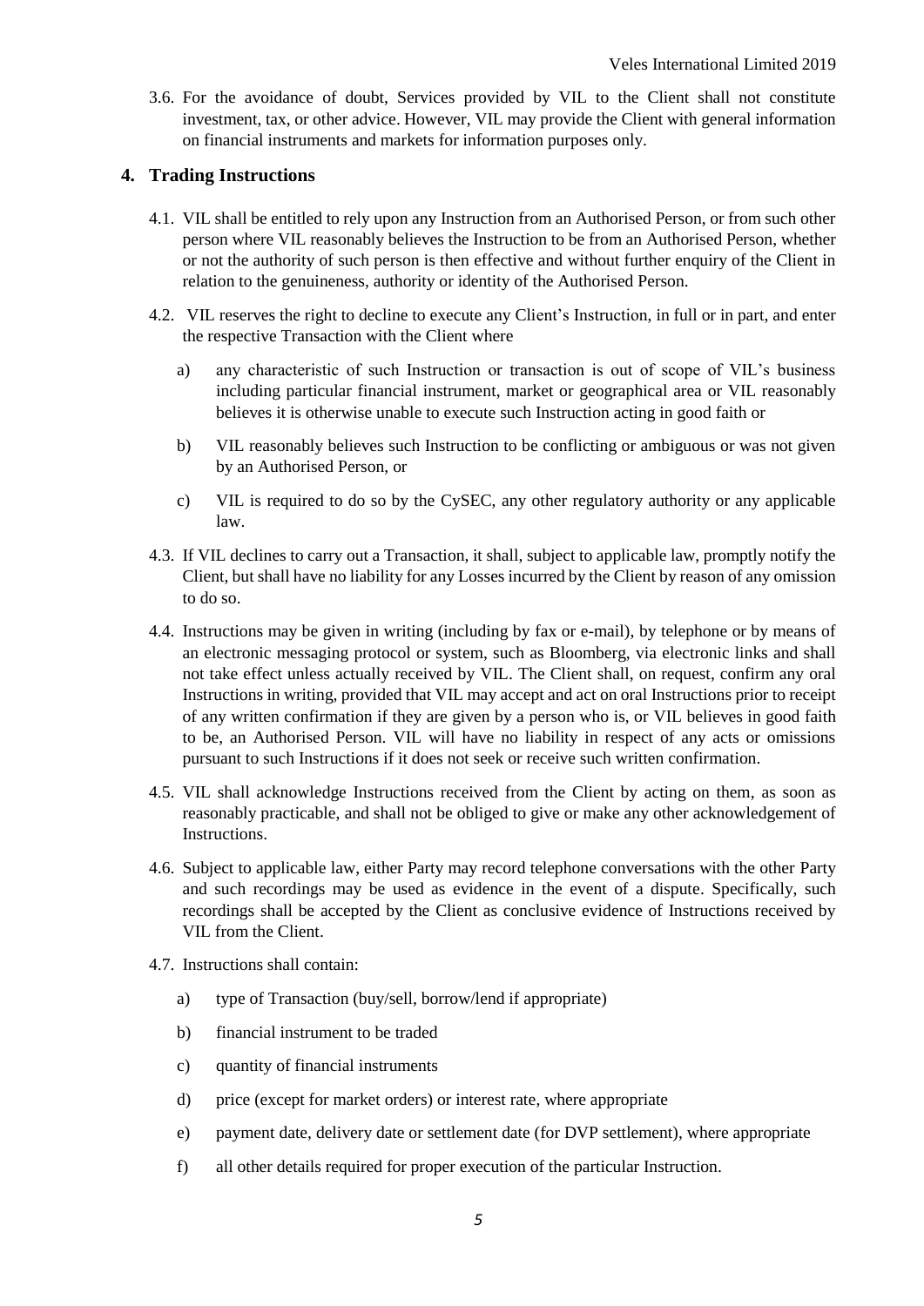3.6. For the avoidance of doubt, Services provided by VIL to the Client shall not constitute investment, tax, or other advice. However, VIL may provide the Client with general information on financial instruments and markets for information purposes only.

## 4. Trading Instructions

4.1. VIL shall be entitled to rely upon any Instruction from an Authorised Person, or from such other person where VIL reasonably believes the Instruction to be from an Authorised Person, whether or not the authority of such person is then effective and without further enquiry of the Client in relation to the genuineness, authority or identity of the Authorised Person.

4.2. VIL reserves the right to decline to execute any Client's Instruction, in full or in part, and enter the respective Transaction with the Client where

a) any characteristic of such Instruction or transaction is out of scope of VIL's business including particular financial instrument, market or geographical area or VIL reasonably believes it is otherwise unable to execute such Instruction acting in good faith or

b) VIL reasonably believes such Instruction to be conflicting or ambiguous or was not given by an Authorised Person, or

c) VIL is required to do so by the CySEC, any other regulatory authority or any applicable law.

4.3. If VIL declines to carry out a Transaction, it shall, subject to applicable law, promptly notify the Client, but shall have no liability for any Losses incurred by the Client by reason of any omission to do so.

4.4. Instructions may be given in writing (including by fax or e-mail), by telephone or by means of an electronic messaging protocol or system, such as Bloomberg, via electronic links and shall not take effect unless actually received by VIL. The Client shall, on request, confirm any oral Instructions in writing, provided that VIL may accept and act on oral Instructions prior to receipt of any written confirmation if they are given by a person who is, or VIL believes in good faith to be, an Authorised Person. VIL will have no liability in respect of any acts or omissions pursuant to such Instructions if it does not seek or receive such written confirmation.

4.5. VIL shall acknowledge Instructions received from the Client by acting on them, as soon as reasonably practicable, and shall not be obliged to give or make any other acknowledgement of Instructions.

4.6. Subject to applicable law, either Party may record telephone conversations with the other Party and such recordings may be used as evidence in the event of a dispute. Specifically, such recordings shall be accepted by the Client as conclusive evidence of Instructions received by VIL from the Client.

4.7. Instructions shall contain:

a) type of Transaction (buy/sell, borrow/lend if appropriate)

b) financial instrument to be traded

c) quantity of financial instruments

d) price (except for market orders) or interest rate, where appropriate

e) payment date, delivery date or settlement date (for DVP settlement), where appropriate

f) all other details required for proper execution of the particular Instruction.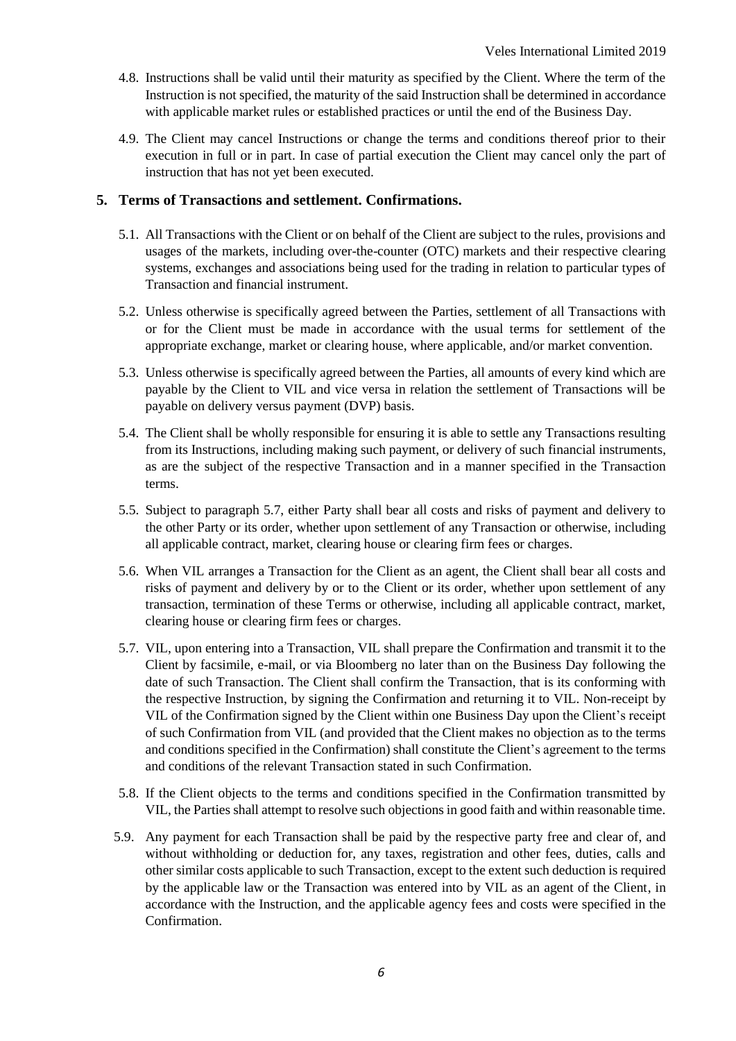4.8. Instructions shall be valid until their maturity as specified by the Client. Where the term of the Instruction is not specified, the maturity of the said Instruction shall be determined in accordance with applicable market rules or established practices or until the end of the Business Day.

4.9. The Client may cancel Instructions or change the terms and conditions thereof prior to their execution in full or in part. In case of partial execution the Client may cancel only the part of instruction that has not yet been executed.

## 5. Terms of Transactions and settlement. Confirmations.

5.1. All Transactions with the Client or on behalf of the Client are subject to the rules, provisions and usages of the markets, including over-the-counter (OTC) markets and their respective clearing systems, exchanges and associations being used for the trading in relation to particular types of Transaction and financial instrument.

5.2. Unless otherwise is specifically agreed between the Parties, settlement of all Transactions with or for the Client must be made in accordance with the usual terms for settlement of the appropriate exchange, market or clearing house, where applicable, and/or market convention.

5.3. Unless otherwise is specifically agreed between the Parties, all amounts of every kind which are payable by the Client to VIL and vice versa in relation the settlement of Transactions will be payable on delivery versus payment (DVP) basis.

5.4. The Client shall be wholly responsible for ensuring it is able to settle any Transactions resulting from its Instructions, including making such payment, or delivery of such financial instruments, as are the subject of the respective Transaction and in a manner specified in the Transaction terms.

5.5. Subject to paragraph 5.7, either Party shall bear all costs and risks of payment and delivery to the other Party or its order, whether upon settlement of any Transaction or otherwise, including all applicable contract, market, clearing house or clearing firm fees or charges.

5.6. When VIL arranges a Transaction for the Client as an agent, the Client shall bear all costs and risks of payment and delivery by or to the Client or its order, whether upon settlement of any transaction, termination of these Terms or otherwise, including all applicable contract, market, clearing house or clearing firm fees or charges.

5.7. VIL, upon entering into a Transaction, VIL shall prepare the Confirmation and transmit it to the Client by facsimile, e-mail, or via Bloomberg no later than on the Business Day following the date of such Transaction. The Client shall confirm the Transaction, that is its conforming with the respective Instruction, by signing the Confirmation and returning it to VIL. Non-receipt by VIL of the Confirmation signed by the Client within one Business Day upon the Client's receipt of such Confirmation from VIL (and provided that the Client makes no objection as to the terms and conditions specified in the Confirmation) shall constitute the Client's agreement to the terms and conditions of the relevant Transaction stated in such Confirmation.

5.8. If the Client objects to the terms and conditions specified in the Confirmation transmitted by VIL, the Parties shall attempt to resolve such objections in good faith and within reasonable time.

5.9. Any payment for each Transaction shall be paid by the respective party free and clear of, and without withholding or deduction for, any taxes, registration and other fees, duties, calls and other similar costs applicable to such Transaction, except to the extent such deduction is required by the applicable law or the Transaction was entered into by VIL as an agent of the Client, in accordance with the Instruction, and the applicable agency fees and costs were specified in the Confirmation.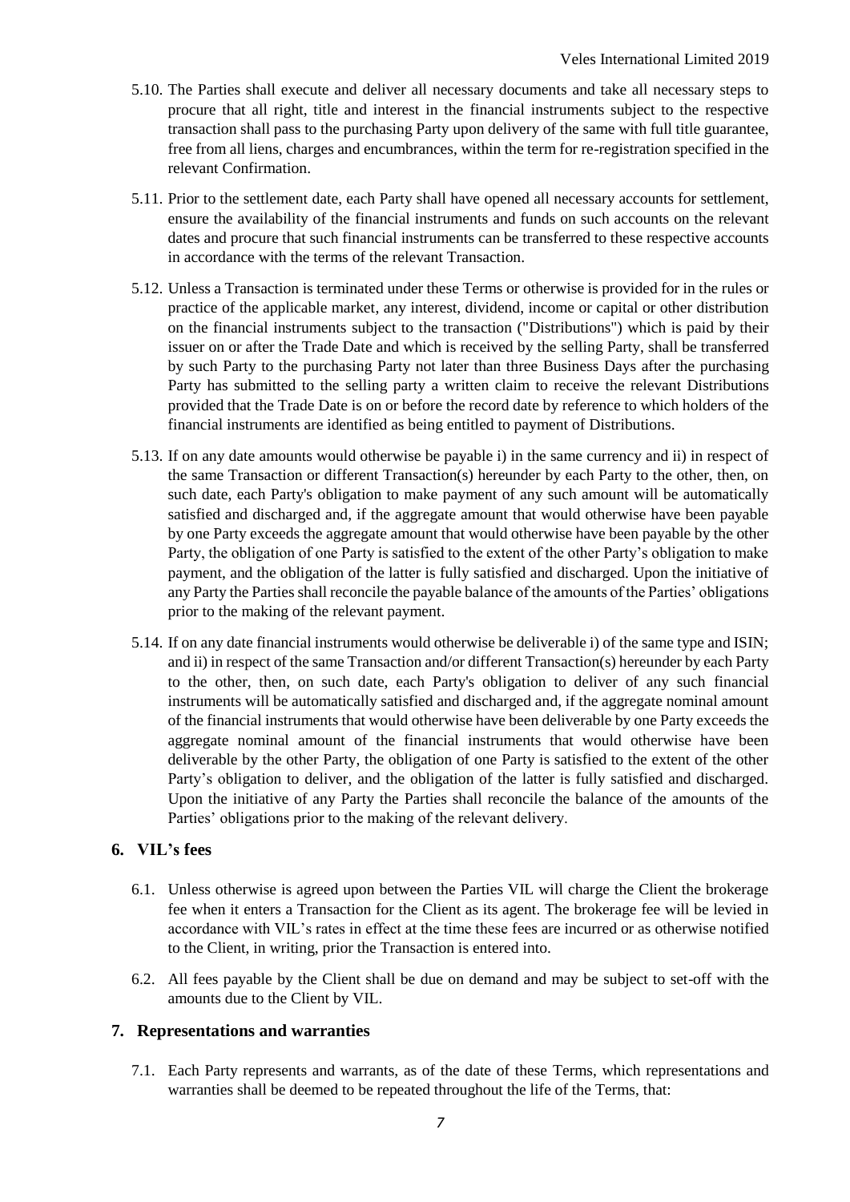5.10. The Parties shall execute and deliver all necessary documents and take all necessary steps to procure that all right, title and interest in the financial instruments subject to the respective transaction shall pass to the purchasing Party upon delivery of the same with full title guarantee, free from all liens, charges and encumbrances, within the term for re-registration specified in the relevant Confirmation.

5.11. Prior to the settlement date, each Party shall have opened all necessary accounts for settlement, ensure the availability of the financial instruments and funds on such accounts on the relevant dates and procure that such financial instruments can be transferred to these respective accounts in accordance with the terms of the relevant Transaction.

5.12. Unless a Transaction is terminated under these Terms or otherwise is provided for in the rules or practice of the applicable market, any interest, dividend, income or capital or other distribution on the financial instruments subject to the transaction ("Distributions") which is paid by their issuer on or after the Trade Date and which is received by the selling Party, shall be transferred by such Party to the purchasing Party not later than three Business Days after the purchasing Party has submitted to the selling party a written claim to receive the relevant Distributions provided that the Trade Date is on or before the record date by reference to which holders of the financial instruments are identified as being entitled to payment of Distributions.

5.13. If on any date amounts would otherwise be payable i) in the same currency and ii) in respect of the same Transaction or different Transaction(s) hereunder by each Party to the other, then, on such date, each Party's obligation to make payment of any such amount will be automatically satisfied and discharged and, if the aggregate amount that would otherwise have been payable by one Party exceeds the aggregate amount that would otherwise have been payable by the other Party, the obligation of one Party is satisfied to the extent of the other Party's obligation to make payment, and the obligation of the latter is fully satisfied and discharged. Upon the initiative of any Party the Parties shall reconcile the payable balance of the amounts of the Parties' obligations prior to the making of the relevant payment.

5.14. If on any date financial instruments would otherwise be deliverable i) of the same type and ISIN; and ii) in respect of the same Transaction and/or different Transaction(s) hereunder by each Party to the other, then, on such date, each Party's obligation to deliver of any such financial instruments will be automatically satisfied and discharged and, if the aggregate nominal amount of the financial instruments that would otherwise have been deliverable by one Party exceeds the aggregate nominal amount of the financial instruments that would otherwise have been deliverable by the other Party, the obligation of one Party is satisfied to the extent of the other Party's obligation to deliver, and the obligation of the latter is fully satisfied and discharged. Upon the initiative of any Party the Parties shall reconcile the balance of the amounts of the Parties' obligations prior to the making of the relevant delivery.

## 6. VIL's fees

6.1. Unless otherwise is agreed upon between the Parties VIL will charge the Client the brokerage fee when it enters a Transaction for the Client as its agent. The brokerage fee will be levied in accordance with VIL's rates in effect at the time these fees are incurred or as otherwise notified to the Client, in writing, prior the Transaction is entered into.

6.2. All fees payable by the Client shall be due on demand and may be subject to set-off with the amounts due to the Client by VIL.

## 7. Representations and warranties

7.1. Each Party represents and warrants, as of the date of these Terms, which representations and warranties shall be deemed to be repeated throughout the life of the Terms, that: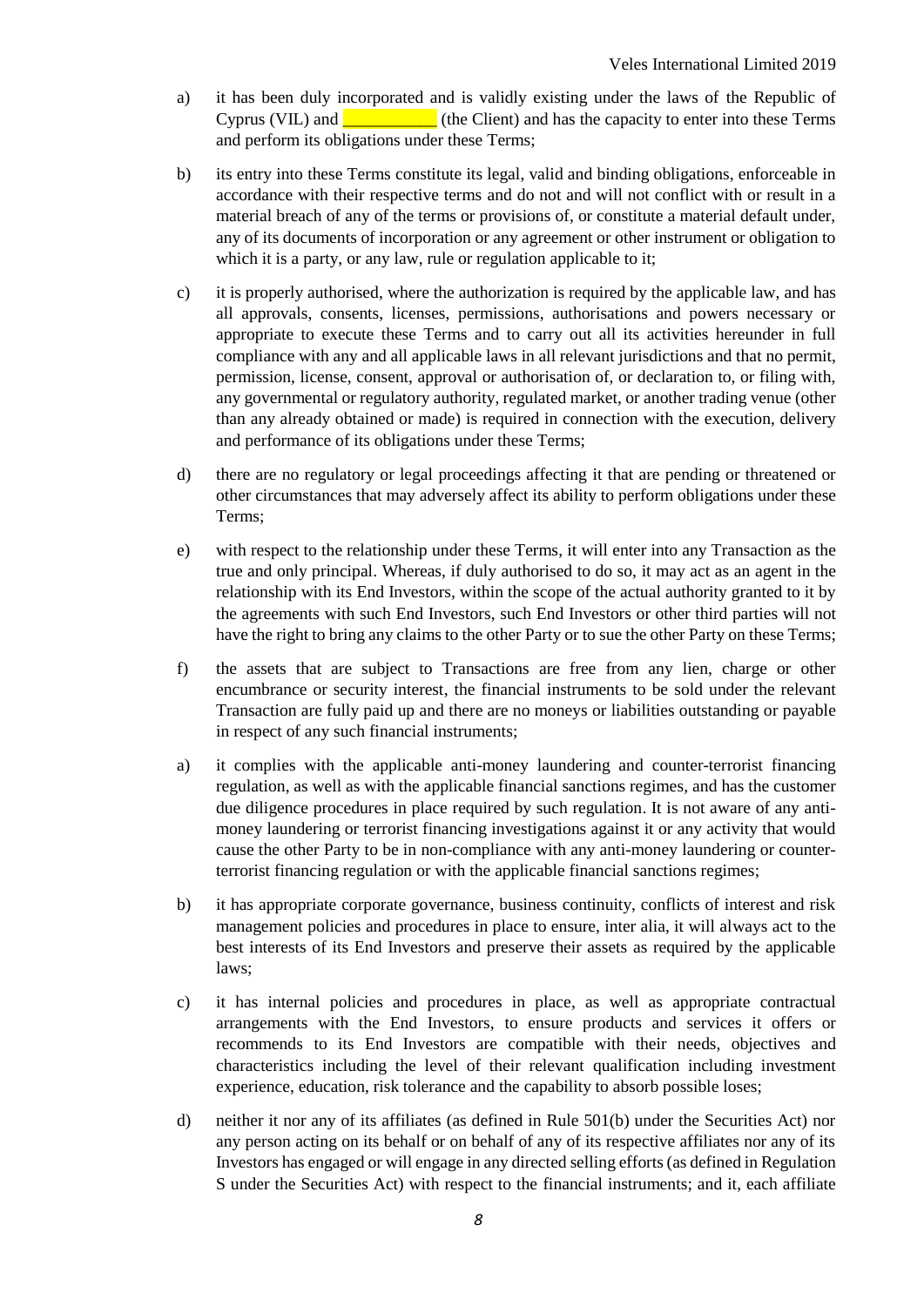a) it has been duly incorporated and is validly existing under the laws of the Republic of Cyprus (VIL) and ___________ (the Client) and has the capacity to enter into these Terms and perform its obligations under these Terms;

b) its entry into these Terms constitute its legal, valid and binding obligations, enforceable in accordance with their respective terms and do not and will not conflict with or result in a material breach of any of the terms or provisions of, or constitute a material default under, any of its documents of incorporation or any agreement or other instrument or obligation to which it is a party, or any law, rule or regulation applicable to it;

c) it is properly authorised, where the authorization is required by the applicable law, and has all approvals, consents, licenses, permissions, authorisations and powers necessary or appropriate to execute these Terms and to carry out all its activities hereunder in full compliance with any and all applicable laws in all relevant jurisdictions and that no permit, permission, license, consent, approval or authorisation of, or declaration to, or filing with, any governmental or regulatory authority, regulated market, or another trading venue (other than any already obtained or made) is required in connection with the execution, delivery and performance of its obligations under these Terms;

d) there are no regulatory or legal proceedings affecting it that are pending or threatened or other circumstances that may adversely affect its ability to perform obligations under these Terms;

e) with respect to the relationship under these Terms, it will enter into any Transaction as the true and only principal. Whereas, if duly authorised to do so, it may act as an agent in the relationship with its End Investors, within the scope of the actual authority granted to it by the agreements with such End Investors, such End Investors or other third parties will not have the right to bring any claims to the other Party or to sue the other Party on these Terms;

f) the assets that are subject to Transactions are free from any lien, charge or other encumbrance or security interest, the financial instruments to be sold under the relevant Transaction are fully paid up and there are no moneys or liabilities outstanding or payable in respect of any such financial instruments;

a) it complies with the applicable anti-money laundering and counter-terrorist financing regulation, as well as with the applicable financial sanctions regimes, and has the customer due diligence procedures in place required by such regulation. It is not aware of any anti-money laundering or terrorist financing investigations against it or any activity that would cause the other Party to be in non-compliance with any anti-money laundering or counter-terrorist financing regulation or with the applicable financial sanctions regimes;

b) it has appropriate corporate governance, business continuity, conflicts of interest and risk management policies and procedures in place to ensure, inter alia, it will always act to the best interests of its End Investors and preserve their assets as required by the applicable laws;

c) it has internal policies and procedures in place, as well as appropriate contractual arrangements with the End Investors, to ensure products and services it offers or recommends to its End Investors are compatible with their needs, objectives and characteristics including the level of their relevant qualification including investment experience, education, risk tolerance and the capability to absorb possible loses;

d) neither it nor any of its affiliates (as defined in Rule 501(b) under the Securities Act) nor any person acting on its behalf or on behalf of any of its respective affiliates nor any of its Investors has engaged or will engage in any directed selling efforts (as defined in Regulation S under the Securities Act) with respect to the financial instruments; and it, each affiliate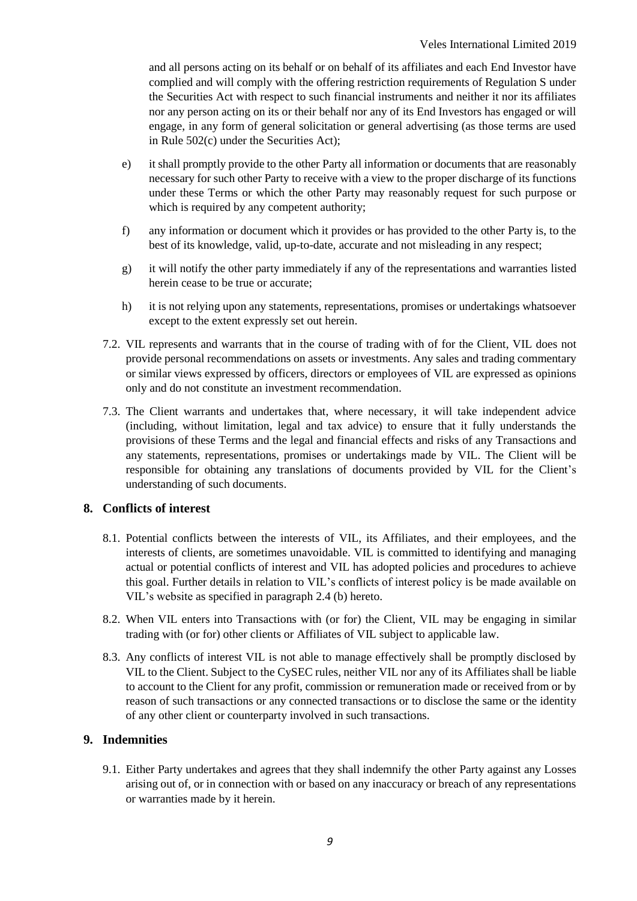and all persons acting on its behalf or on behalf of its affiliates and each End Investor have complied and will comply with the offering restriction requirements of Regulation S under the Securities Act with respect to such financial instruments and neither it nor its affiliates nor any person acting on its or their behalf nor any of its End Investors has engaged or will engage, in any form of general solicitation or general advertising (as those terms are used in Rule 502(c) under the Securities Act);

e) it shall promptly provide to the other Party all information or documents that are reasonably necessary for such other Party to receive with a view to the proper discharge of its functions under these Terms or which the other Party may reasonably request for such purpose or which is required by any competent authority;

f) any information or document which it provides or has provided to the other Party is, to the best of its knowledge, valid, up-to-date, accurate and not misleading in any respect;

g) it will notify the other party immediately if any of the representations and warranties listed herein cease to be true or accurate;

h) it is not relying upon any statements, representations, promises or undertakings whatsoever except to the extent expressly set out herein.

7.2. VIL represents and warrants that in the course of trading with of for the Client, VIL does not provide personal recommendations on assets or investments. Any sales and trading commentary or similar views expressed by officers, directors or employees of VIL are expressed as opinions only and do not constitute an investment recommendation.

7.3. The Client warrants and undertakes that, where necessary, it will take independent advice (including, without limitation, legal and tax advice) to ensure that it fully understands the provisions of these Terms and the legal and financial effects and risks of any Transactions and any statements, representations, promises or undertakings made by VIL. The Client will be responsible for obtaining any translations of documents provided by VIL for the Client's understanding of such documents.

## 8. Conflicts of interest

8.1. Potential conflicts between the interests of VIL, its Affiliates, and their employees, and the interests of clients, are sometimes unavoidable. VIL is committed to identifying and managing actual or potential conflicts of interest and VIL has adopted policies and procedures to achieve this goal. Further details in relation to VIL's conflicts of interest policy is be made available on VIL's website as specified in paragraph 2.4 (b) hereto.

8.2. When VIL enters into Transactions with (or for) the Client, VIL may be engaging in similar trading with (or for) other clients or Affiliates of VIL subject to applicable law.

8.3. Any conflicts of interest VIL is not able to manage effectively shall be promptly disclosed by VIL to the Client. Subject to the CySEC rules, neither VIL nor any of its Affiliates shall be liable to account to the Client for any profit, commission or remuneration made or received from or by reason of such transactions or any connected transactions or to disclose the same or the identity of any other client or counterparty involved in such transactions.

## 9. Indemnities

9.1. Either Party undertakes and agrees that they shall indemnify the other Party against any Losses arising out of, or in connection with or based on any inaccuracy or breach of any representations or warranties made by it herein.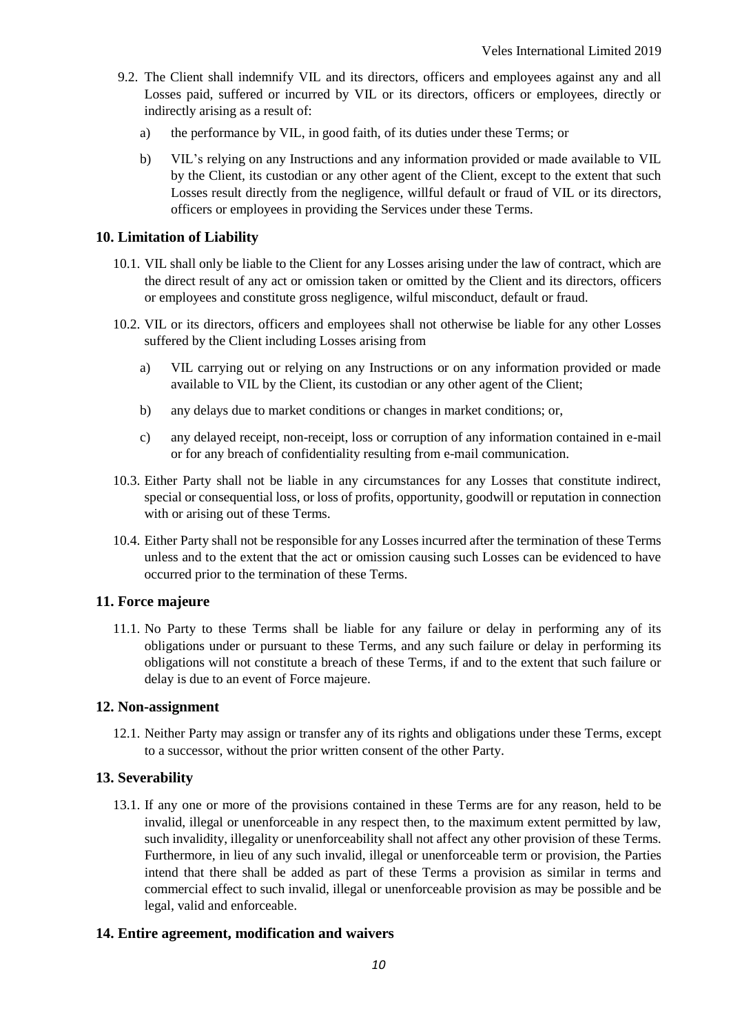9.2. The Client shall indemnify VIL and its directors, officers and employees against any and all Losses paid, suffered or incurred by VIL or its directors, officers or employees, directly or indirectly arising as a result of:

a) the performance by VIL, in good faith, of its duties under these Terms; or

b) VIL's relying on any Instructions and any information provided or made available to VIL by the Client, its custodian or any other agent of the Client, except to the extent that such Losses result directly from the negligence, willful default or fraud of VIL or its directors, officers or employees in providing the Services under these Terms.

## 10. Limitation of Liability

10.1. VIL shall only be liable to the Client for any Losses arising under the law of contract, which are the direct result of any act or omission taken or omitted by the Client and its directors, officers or employees and constitute gross negligence, wilful misconduct, default or fraud.

10.2. VIL or its directors, officers and employees shall not otherwise be liable for any other Losses suffered by the Client including Losses arising from

a) VIL carrying out or relying on any Instructions or on any information provided or made available to VIL by the Client, its custodian or any other agent of the Client;

b) any delays due to market conditions or changes in market conditions; or,

c) any delayed receipt, non-receipt, loss or corruption of any information contained in e-mail or for any breach of confidentiality resulting from e-mail communication.

10.3. Either Party shall not be liable in any circumstances for any Losses that constitute indirect, special or consequential loss, or loss of profits, opportunity, goodwill or reputation in connection with or arising out of these Terms.

10.4. Either Party shall not be responsible for any Losses incurred after the termination of these Terms unless and to the extent that the act or omission causing such Losses can be evidenced to have occurred prior to the termination of these Terms.

## 11. Force majeure

11.1. No Party to these Terms shall be liable for any failure or delay in performing any of its obligations under or pursuant to these Terms, and any such failure or delay in performing its obligations will not constitute a breach of these Terms, if and to the extent that such failure or delay is due to an event of Force majeure.

## 12. Non-assignment

12.1. Neither Party may assign or transfer any of its rights and obligations under these Terms, except to a successor, without the prior written consent of the other Party.

## 13. Severability

13.1. If any one or more of the provisions contained in these Terms are for any reason, held to be invalid, illegal or unenforceable in any respect then, to the maximum extent permitted by law, such invalidity, illegality or unenforceability shall not affect any other provision of these Terms. Furthermore, in lieu of any such invalid, illegal or unenforceable term or provision, the Parties intend that there shall be added as part of these Terms a provision as similar in terms and commercial effect to such invalid, illegal or unenforceable provision as may be possible and be legal, valid and enforceable.

## 14. Entire agreement, modification and waivers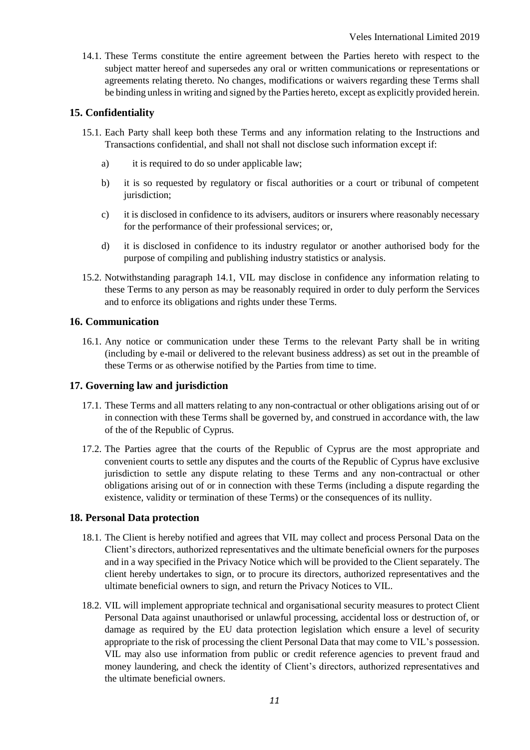14.1. These Terms constitute the entire agreement between the Parties hereto with respect to the subject matter hereof and supersedes any oral or written communications or representations or agreements relating thereto. No changes, modifications or waivers regarding these Terms shall be binding unless in writing and signed by the Parties hereto, except as explicitly provided herein.

## 15. Confidentiality

15.1. Each Party shall keep both these Terms and any information relating to the Instructions and Transactions confidential, and shall not shall not disclose such information except if:

a) it is required to do so under applicable law;

b) it is so requested by regulatory or fiscal authorities or a court or tribunal of competent jurisdiction;

c) it is disclosed in confidence to its advisers, auditors or insurers where reasonably necessary for the performance of their professional services; or,

d) it is disclosed in confidence to its industry regulator or another authorised body for the purpose of compiling and publishing industry statistics or analysis.

15.2. Notwithstanding paragraph 14.1, VIL may disclose in confidence any information relating to these Terms to any person as may be reasonably required in order to duly perform the Services and to enforce its obligations and rights under these Terms.

## 16. Communication

16.1. Any notice or communication under these Terms to the relevant Party shall be in writing (including by e-mail or delivered to the relevant business address) as set out in the preamble of these Terms or as otherwise notified by the Parties from time to time.

## 17. Governing law and jurisdiction

17.1. These Terms and all matters relating to any non-contractual or other obligations arising out of or in connection with these Terms shall be governed by, and construed in accordance with, the law of the of the Republic of Cyprus.

17.2. The Parties agree that the courts of the Republic of Cyprus are the most appropriate and convenient courts to settle any disputes and the courts of the Republic of Cyprus have exclusive jurisdiction to settle any dispute relating to these Terms and any non-contractual or other obligations arising out of or in connection with these Terms (including a dispute regarding the existence, validity or termination of these Terms) or the consequences of its nullity.

## 18. Personal Data protection

18.1. The Client is hereby notified and agrees that VIL may collect and process Personal Data on the Client's directors, authorized representatives and the ultimate beneficial owners for the purposes and in a way specified in the Privacy Notice which will be provided to the Client separately. The client hereby undertakes to sign, or to procure its directors, authorized representatives and the ultimate beneficial owners to sign, and return the Privacy Notices to VIL.

18.2. VIL will implement appropriate technical and organisational security measures to protect Client Personal Data against unauthorised or unlawful processing, accidental loss or destruction of, or damage as required by the EU data protection legislation which ensure a level of security appropriate to the risk of processing the client Personal Data that may come to VIL's possession. VIL may also use information from public or credit reference agencies to prevent fraud and money laundering, and check the identity of Client's directors, authorized representatives and the ultimate beneficial owners.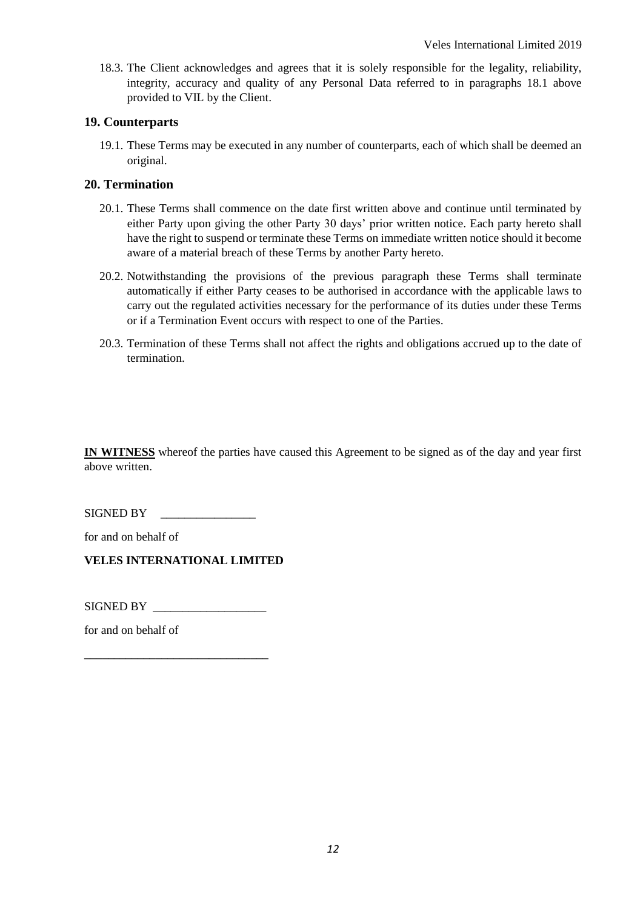18.3. The Client acknowledges and agrees that it is solely responsible for the legality, reliability, integrity, accuracy and quality of any Personal Data referred to in paragraphs 18.1 above provided to VIL by the Client.

## 19. Counterparts

19.1. These Terms may be executed in any number of counterparts, each of which shall be deemed an original.

## 20. Termination

20.1. These Terms shall commence on the date first written above and continue until terminated by either Party upon giving the other Party 30 days' prior written notice. Each party hereto shall have the right to suspend or terminate these Terms on immediate written notice should it become aware of a material breach of these Terms by another Party hereto.

20.2. Notwithstanding the provisions of the previous paragraph these Terms shall terminate automatically if either Party ceases to be authorised in accordance with the applicable laws to carry out the regulated activities necessary for the performance of its duties under these Terms or if a Termination Event occurs with respect to one of the Parties.

20.3. Termination of these Terms shall not affect the rights and obligations accrued up to the date of termination.

**IN WITNESS** whereof the parties have caused this Agreement to be signed as of the day and year first above written.

SIGNED BY ________________

for and on behalf of

**VELES INTERNATIONAL LIMITED**

SIGNED BY ___________________

for and on behalf of

______________________________